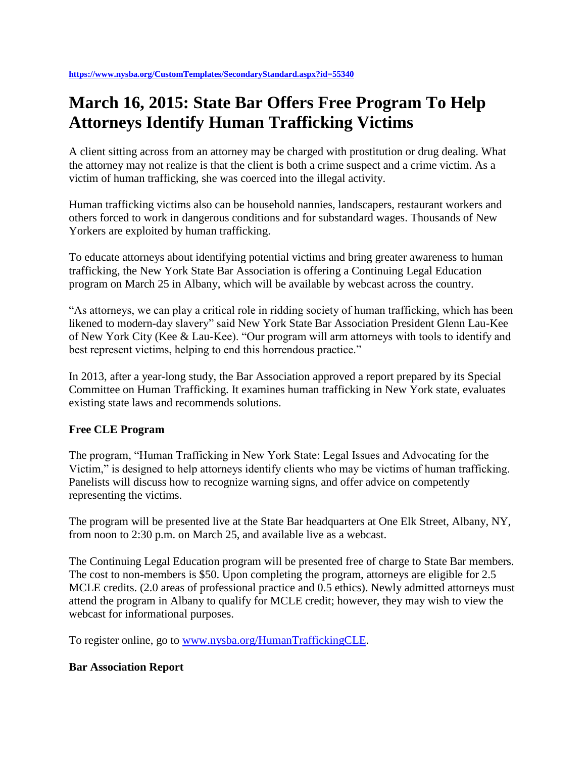https://www.nysba.org/CustomTemplates/SecondaryStandard.aspx?id=55340

# March 16, 2015: State Bar Offers Free Program To Help Attorneys Identify Human Trafficking Victims

A client sitting across from an attorney may be charged with prostitution or drug dealing. What the attorney may not realize is that the client is both a crime suspect and a crime victim. As a victim of human trafficking, she was coerced into the illegal activity.

Human trafficking victims also can be household nannies, landscapers, restaurant workers and others forced to work in dangerous conditions and for substandard wages. Thousands of New Yorkers are exploited by human trafficking.

To educate attorneys about identifying potential victims and bring greater awareness to human trafficking, the New York State Bar Association is offering a Continuing Legal Education program on March 25 in Albany, which will be available by webcast across the country.

"As attorneys, we can play a critical role in ridding society of human trafficking, which has been likened to modern-day slavery" said New York State Bar Association President Glenn Lau-Kee of New York City (Kee & Lau-Kee). "Our program will arm attorneys with tools to identify and best represent victims, helping to end this horrendous practice."

In 2013, after a year-long study, the Bar Association approved a report prepared by its Special Committee on Human Trafficking. It examines human trafficking in New York state, evaluates existing state laws and recommends solutions.

### Free CLE Program

The program, "Human Trafficking in New York State: Legal Issues and Advocating for the Victim," is designed to help attorneys identify clients who may be victims of human trafficking. Panelists will discuss how to recognize warning signs, and offer advice on competently representing the victims.

The program will be presented live at the State Bar headquarters at One Elk Street, Albany, NY, from noon to 2:30 p.m. on March 25, and available live as a webcast.

The Continuing Legal Education program will be presented free of charge to State Bar members. The cost to non-members is $50. Upon completing the program, attorneys are eligible for 2.5 MCLE credits. (2.0 areas of professional practice and 0.5 ethics). Newly admitted attorneys must attend the program in Albany to qualify for MCLE credit; however, they may wish to view the webcast for informational purposes.

To register online, go to www.nysba.org/HumanTraffickingCLE.

### Bar Association Report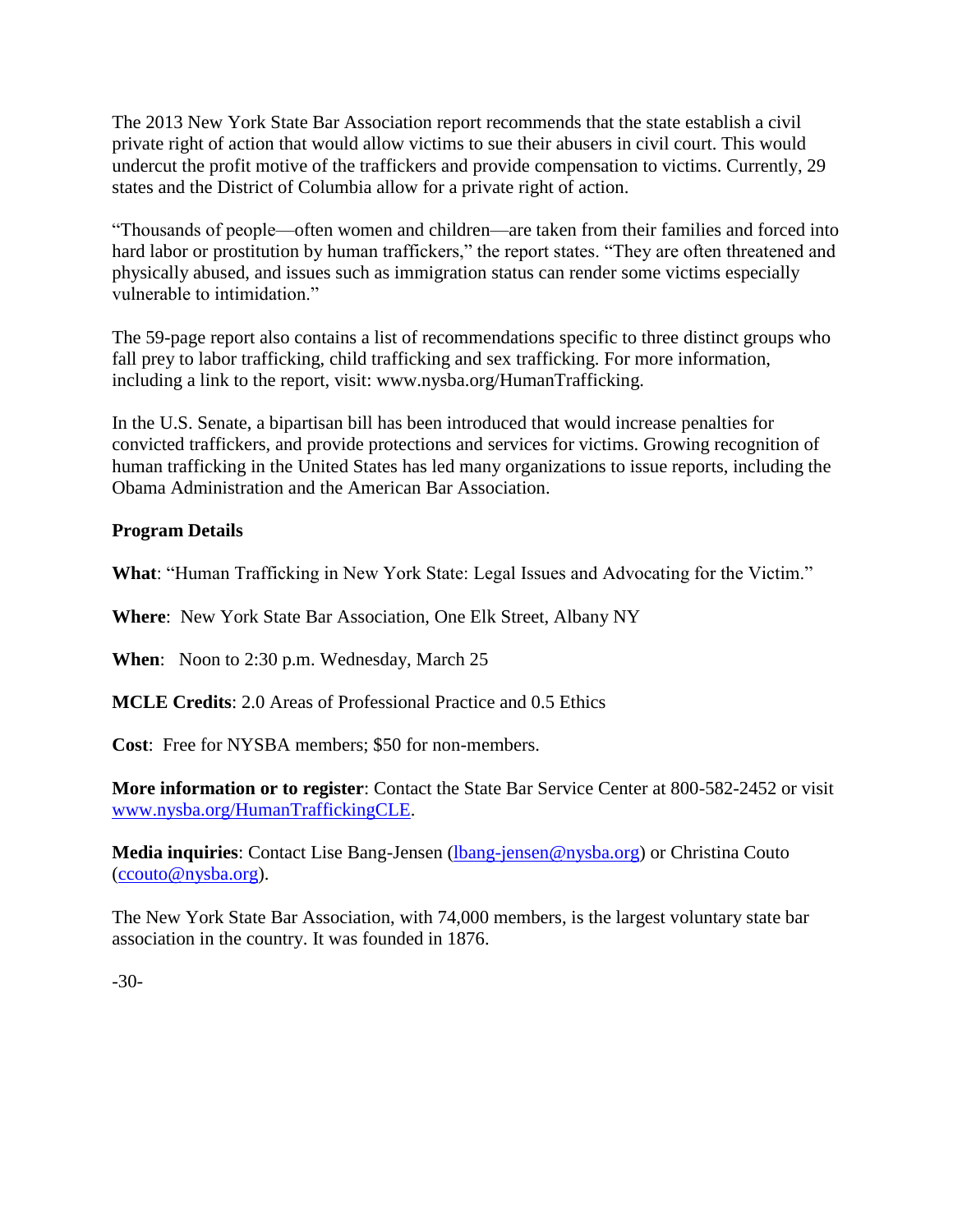The 2013 New York State Bar Association report recommends that the state establish a civil private right of action that would allow victims to sue their abusers in civil court. This would undercut the profit motive of the traffickers and provide compensation to victims. Currently, 29 states and the District of Columbia allow for a private right of action.

"Thousands of people—often women and children—are taken from their families and forced into hard labor or prostitution by human traffickers," the report states. "They are often threatened and physically abused, and issues such as immigration status can render some victims especially vulnerable to intimidation."

The 59-page report also contains a list of recommendations specific to three distinct groups who fall prey to labor trafficking, child trafficking and sex trafficking. For more information, including a link to the report, visit: www.nysba.org/HumanTrafficking.

In the U.S. Senate, a bipartisan bill has been introduced that would increase penalties for convicted traffickers, and provide protections and services for victims. Growing recognition of human trafficking in the United States has led many organizations to issue reports, including the Obama Administration and the American Bar Association.

**Program Details**

**What**: "Human Trafficking in New York State: Legal Issues and Advocating for the Victim."

**Where**: New York State Bar Association, One Elk Street, Albany NY

**When**: Noon to 2:30 p.m. Wednesday, March 25

**MCLE Credits**: 2.0 Areas of Professional Practice and 0.5 Ethics

**Cost**: Free for NYSBA members; $50 for non-members.

**More information or to register**: Contact the State Bar Service Center at 800-582-2452 or visit www.nysba.org/HumanTraffickingCLE.

**Media inquiries**: Contact Lise Bang-Jensen (lbang-jensen@nysba.org) or Christina Couto (ccouto@nysba.org).

The New York State Bar Association, with 74,000 members, is the largest voluntary state bar association in the country. It was founded in 1876.

-30-